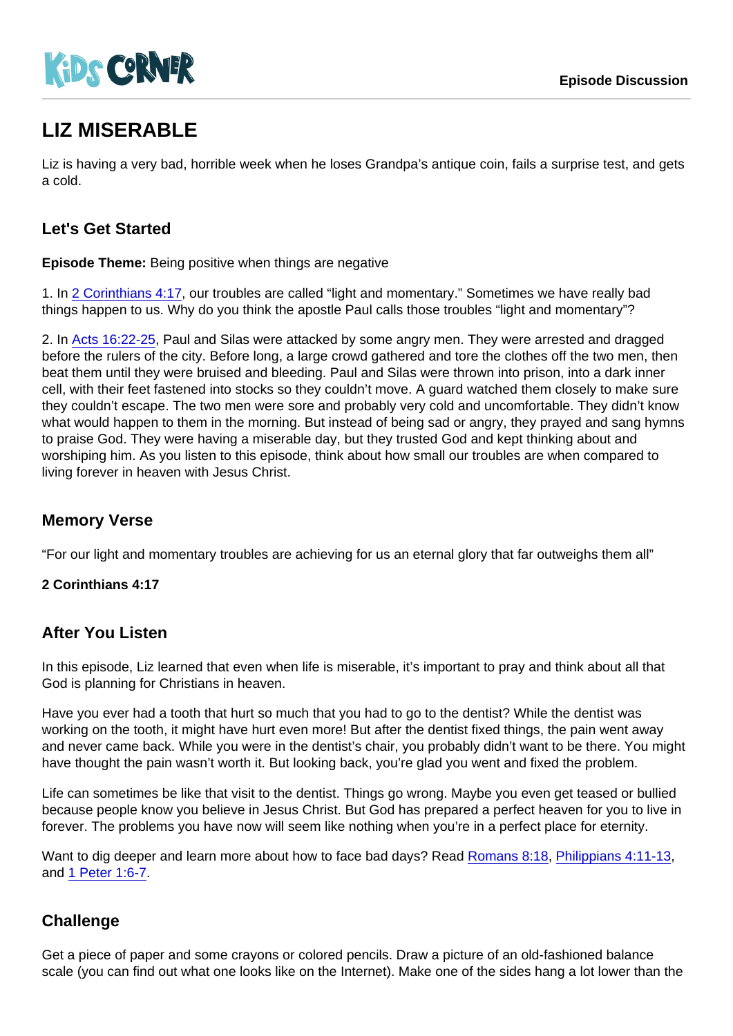Episode Discussion

# LIZ MISERABLE

Liz is having a very bad, horrible week when he loses Grandpa's antique coin, fails a surprise test, and gets a cold.

## Let's Get Started

**Episode Theme:** Being positive when things are negative

1. In 2 Corinthians 4:17, our troubles are called "light and momentary." Sometimes we have really bad things happen to us. Why do you think the apostle Paul calls those troubles "light and momentary"?

2. In Acts 16:22-25, Paul and Silas were attacked by some angry men. They were arrested and dragged before the rulers of the city. Before long, a large crowd gathered and tore the clothes off the two men, then beat them until they were bruised and bleeding. Paul and Silas were thrown into prison, into a dark inner cell, with their feet fastened into stocks so they couldn't move. A guard watched them closely to make sure they couldn't escape. The two men were sore and probably very cold and uncomfortable. They didn't know what would happen to them in the morning. But instead of being sad or angry, they prayed and sang hymns to praise God. They were having a miserable day, but they trusted God and kept thinking about and worshiping him. As you listen to this episode, think about how small our troubles are when compared to living forever in heaven with Jesus Christ.

## Memory Verse

"For our light and momentary troubles are achieving for us an eternal glory that far outweighs them all"

**2 Corinthians 4:17**

## After You Listen

In this episode, Liz learned that even when life is miserable, it's important to pray and think about all that God is planning for Christians in heaven.

Have you ever had a tooth that hurt so much that you had to go to the dentist? While the dentist was working on the tooth, it might have hurt even more! But after the dentist fixed things, the pain went away and never came back. While you were in the dentist's chair, you probably didn't want to be there. You might have thought the pain wasn't worth it. But looking back, you're glad you went and fixed the problem.

Life can sometimes be like that visit to the dentist. Things go wrong. Maybe you even get teased or bullied because people know you believe in Jesus Christ. But God has prepared a perfect heaven for you to live in forever. The problems you have now will seem like nothing when you're in a perfect place for eternity.

Want to dig deeper and learn more about how to face bad days? Read Romans 8:18, Philippians 4:11-13, and 1 Peter 1:6-7.

## Challenge

Get a piece of paper and some crayons or colored pencils. Draw a picture of an old-fashioned balance scale (you can find out what one looks like on the Internet). Make one of the sides hang a lot lower than the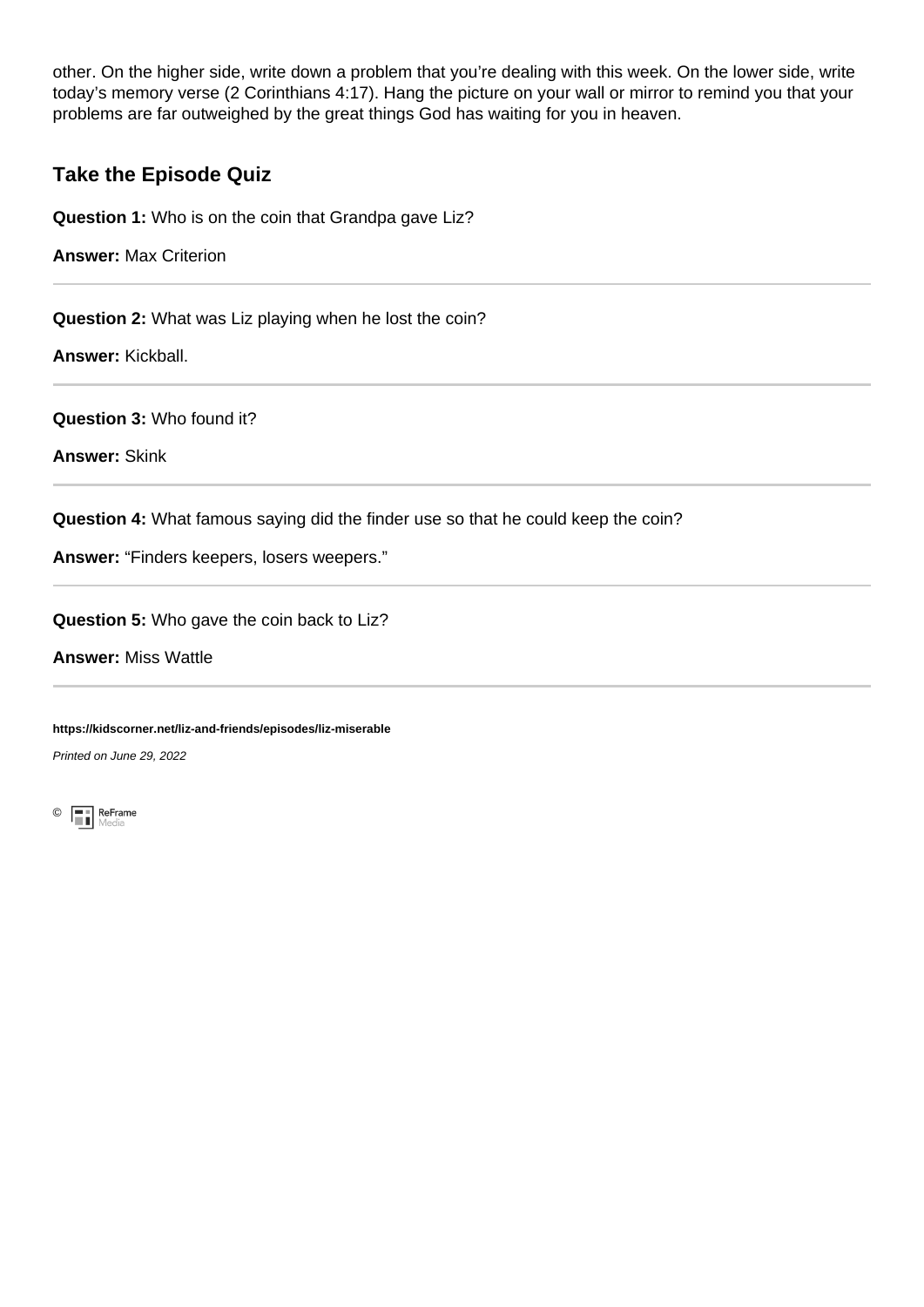other. On the higher side, write down a problem that you're dealing with this week. On the lower side, write today's memory verse (2 Corinthians 4:17). Hang the picture on your wall or mirror to remind you that your problems are far outweighed by the great things God has waiting for you in heaven.

## Take the Episode Quiz

**Question 1:** Who is on the coin that Grandpa gave Liz?

**Answer:** Max Criterion

---

**Question 2:** What was Liz playing when he lost the coin?

**Answer:** Kickball.

---

**Question 3:** Who found it?

**Answer:** Skink

---

**Question 4:** What famous saying did the finder use so that he could keep the coin?

**Answer:** "Finders keepers, losers weepers."

---

**Question 5:** Who gave the coin back to Liz?

**Answer:** Miss Wattle

---

**https://kidscorner.net/liz-and-friends/episodes/liz-miserable**

*Printed on June 29, 2022*

© ReFrame Media